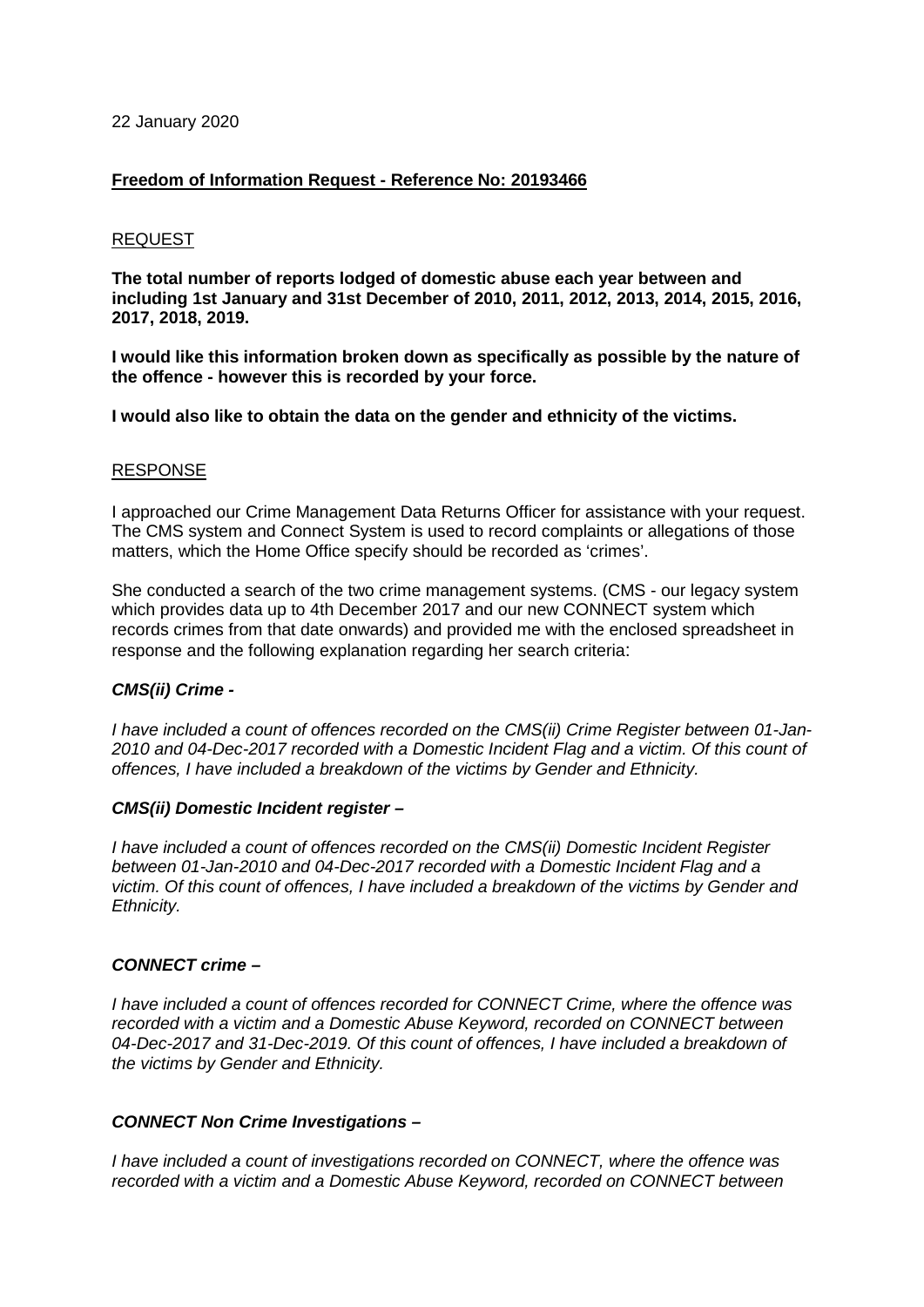22 January 2020

**Freedom of Information Request - Reference No: 20193466**

REQUEST

**The total number of reports lodged of domestic abuse each year between and including 1st January and 31st December of 2010, 2011, 2012, 2013, 2014, 2015, 2016, 2017, 2018, 2019.**

**I would like this information broken down as specifically as possible by the nature of the offence - however this is recorded by your force.**

**I would also like to obtain the data on the gender and ethnicity of the victims.**

RESPONSE

I approached our Crime Management Data Returns Officer for assistance with your request. The CMS system and Connect System is used to record complaints or allegations of those matters, which the Home Office specify should be recorded as 'crimes'.

She conducted a search of the two crime management systems. (CMS - our legacy system which provides data up to 4th December 2017 and our new CONNECT system which records crimes from that date onwards) and provided me with the enclosed spreadsheet in response and the following explanation regarding her search criteria:

***CMS(ii) Crime -***

*I have included a count of offences recorded on the CMS(ii) Crime Register between 01-Jan-2010 and 04-Dec-2017 recorded with a Domestic Incident Flag and a victim. Of this count of offences, I have included a breakdown of the victims by Gender and Ethnicity.*

***CMS(ii) Domestic Incident register –***

*I have included a count of offences recorded on the CMS(ii) Domestic Incident Register between 01-Jan-2010 and 04-Dec-2017 recorded with a Domestic Incident Flag and a victim. Of this count of offences, I have included a breakdown of the victims by Gender and Ethnicity.*

***CONNECT crime –***

*I have included a count of offences recorded for CONNECT Crime, where the offence was recorded with a victim and a Domestic Abuse Keyword, recorded on CONNECT between 04-Dec-2017 and 31-Dec-2019. Of this count of offences, I have included a breakdown of the victims by Gender and Ethnicity.*

***CONNECT Non Crime Investigations –***

*I have included a count of investigations recorded on CONNECT, where the offence was recorded with a victim and a Domestic Abuse Keyword, recorded on CONNECT between*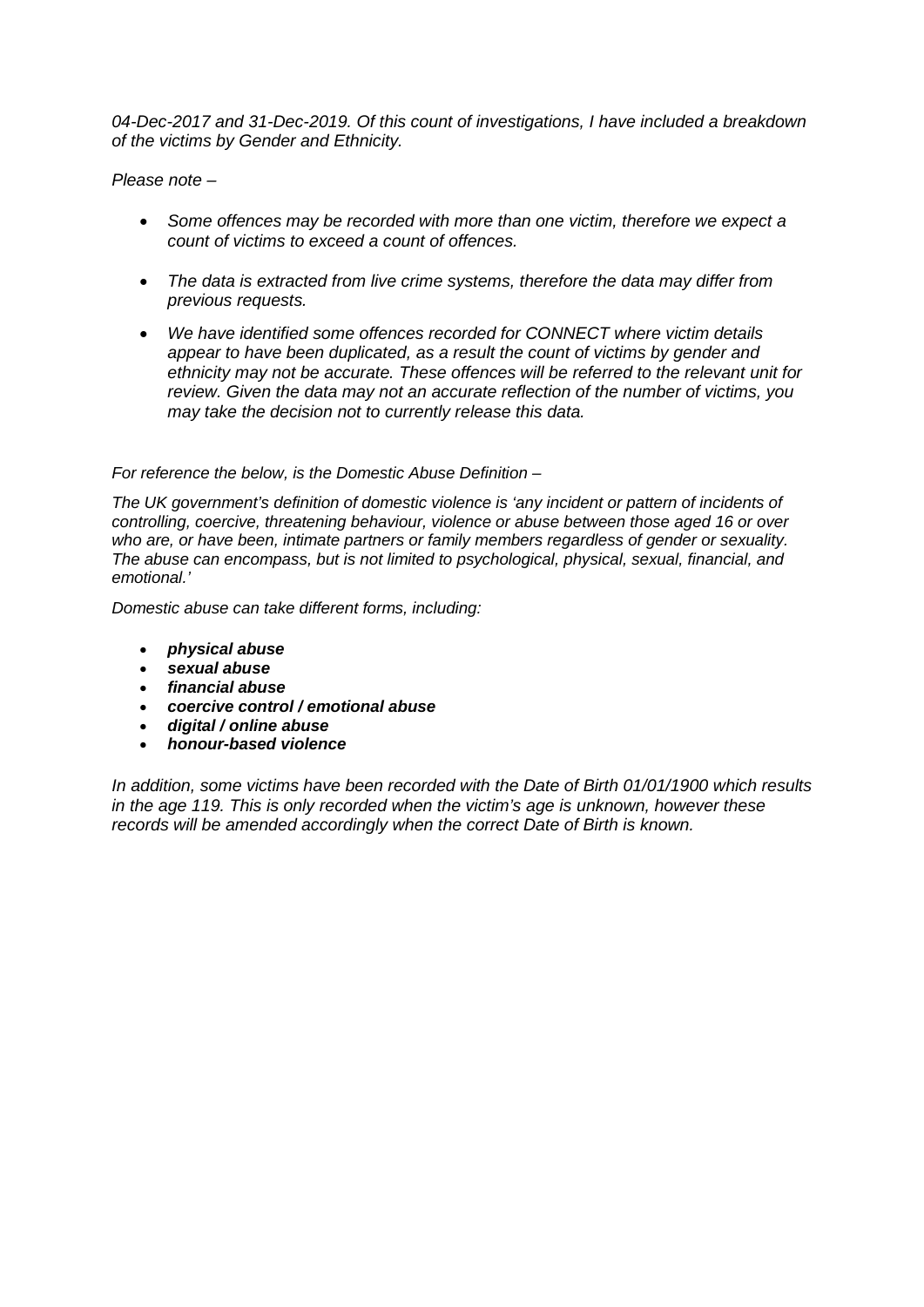*04-Dec-2017 and 31-Dec-2019. Of this count of investigations, I have included a breakdown of the victims by Gender and Ethnicity.*

*Please note –*

- *Some offences may be recorded with more than one victim, therefore we expect a count of victims to exceed a count of offences.*
- *The data is extracted from live crime systems, therefore the data may differ from previous requests.*
- *We have identified some offences recorded for CONNECT where victim details appear to have been duplicated, as a result the count of victims by gender and ethnicity may not be accurate. These offences will be referred to the relevant unit for review. Given the data may not an accurate reflection of the number of victims, you may take the decision not to currently release this data.*

*For reference the below, is the Domestic Abuse Definition –*

*The UK government's definition of domestic violence is 'any incident or pattern of incidents of controlling, coercive, threatening behaviour, violence or abuse between those aged 16 or over who are, or have been, intimate partners or family members regardless of gender or sexuality. The abuse can encompass, but is not limited to psychological, physical, sexual, financial, and emotional.'*

*Domestic abuse can take different forms, including:*

- ***physical abuse***
- ***sexual abuse***
- ***financial abuse***
- ***coercive control / emotional abuse***
- ***digital / online abuse***
- ***honour-based violence***

*In addition, some victims have been recorded with the Date of Birth 01/01/1900 which results in the age 119. This is only recorded when the victim's age is unknown, however these records will be amended accordingly when the correct Date of Birth is known.*